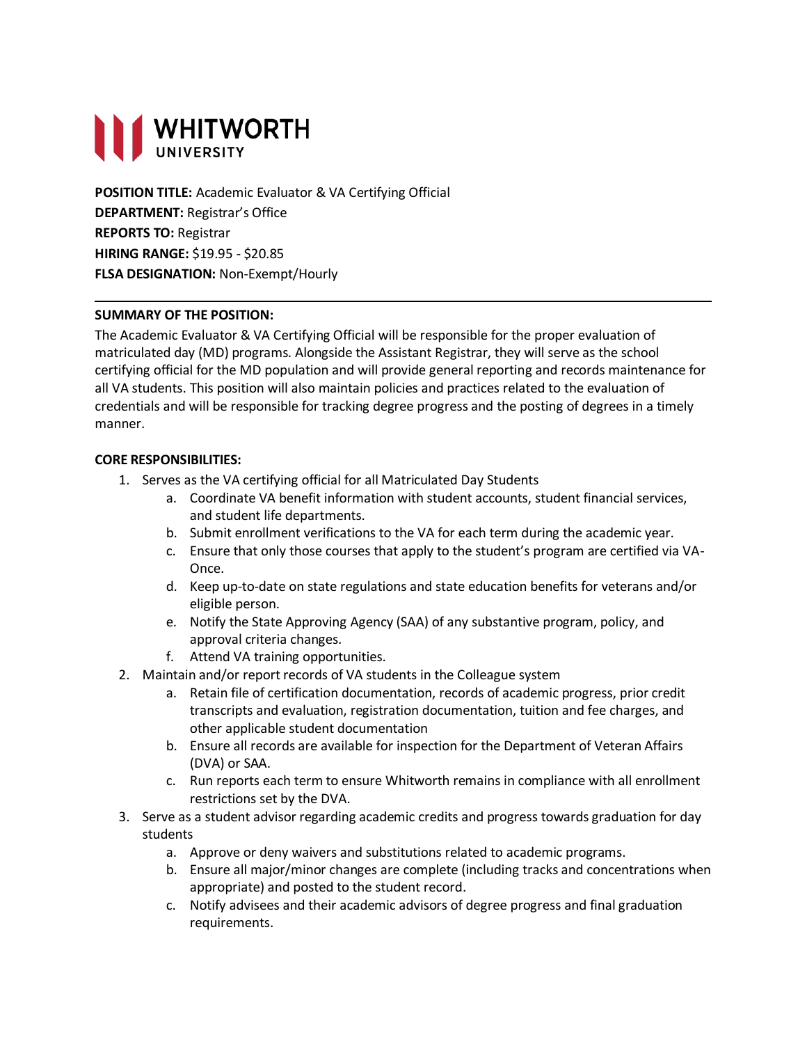**WHITWORTH**
**UNIVERSITY**

**POSITION TITLE:** Academic Evaluator & VA Certifying Official
**DEPARTMENT:** Registrar's Office
**REPORTS TO:** Registrar
**HIRING RANGE:** $19.95 - $20.85
**FLSA DESIGNATION:** Non-Exempt/Hourly

---

**SUMMARY OF THE POSITION:**

The Academic Evaluator & VA Certifying Official will be responsible for the proper evaluation of matriculated day (MD) programs. Alongside the Assistant Registrar, they will serve as the school certifying official for the MD population and will provide general reporting and records maintenance for all VA students. This position will also maintain policies and practices related to the evaluation of credentials and will be responsible for tracking degree progress and the posting of degrees in a timely manner.

**CORE RESPONSIBILITIES:**

1. Serves as the VA certifying official for all Matriculated Day Students
    a. Coordinate VA benefit information with student accounts, student financial services, and student life departments.
    b. Submit enrollment verifications to the VA for each term during the academic year.
    c. Ensure that only those courses that apply to the student's program are certified via VA-Once.
    d. Keep up-to-date on state regulations and state education benefits for veterans and/or eligible person.
    e. Notify the State Approving Agency (SAA) of any substantive program, policy, and approval criteria changes.
    f. Attend VA training opportunities.
2. Maintain and/or report records of VA students in the Colleague system
    a. Retain file of certification documentation, records of academic progress, prior credit transcripts and evaluation, registration documentation, tuition and fee charges, and other applicable student documentation
    b. Ensure all records are available for inspection for the Department of Veteran Affairs (DVA) or SAA.
    c. Run reports each term to ensure Whitworth remains in compliance with all enrollment restrictions set by the DVA.
3. Serve as a student advisor regarding academic credits and progress towards graduation for day students
    a. Approve or deny waivers and substitutions related to academic programs.
    b. Ensure all major/minor changes are complete (including tracks and concentrations when appropriate) and posted to the student record.
    c. Notify advisees and their academic advisors of degree progress and final graduation requirements.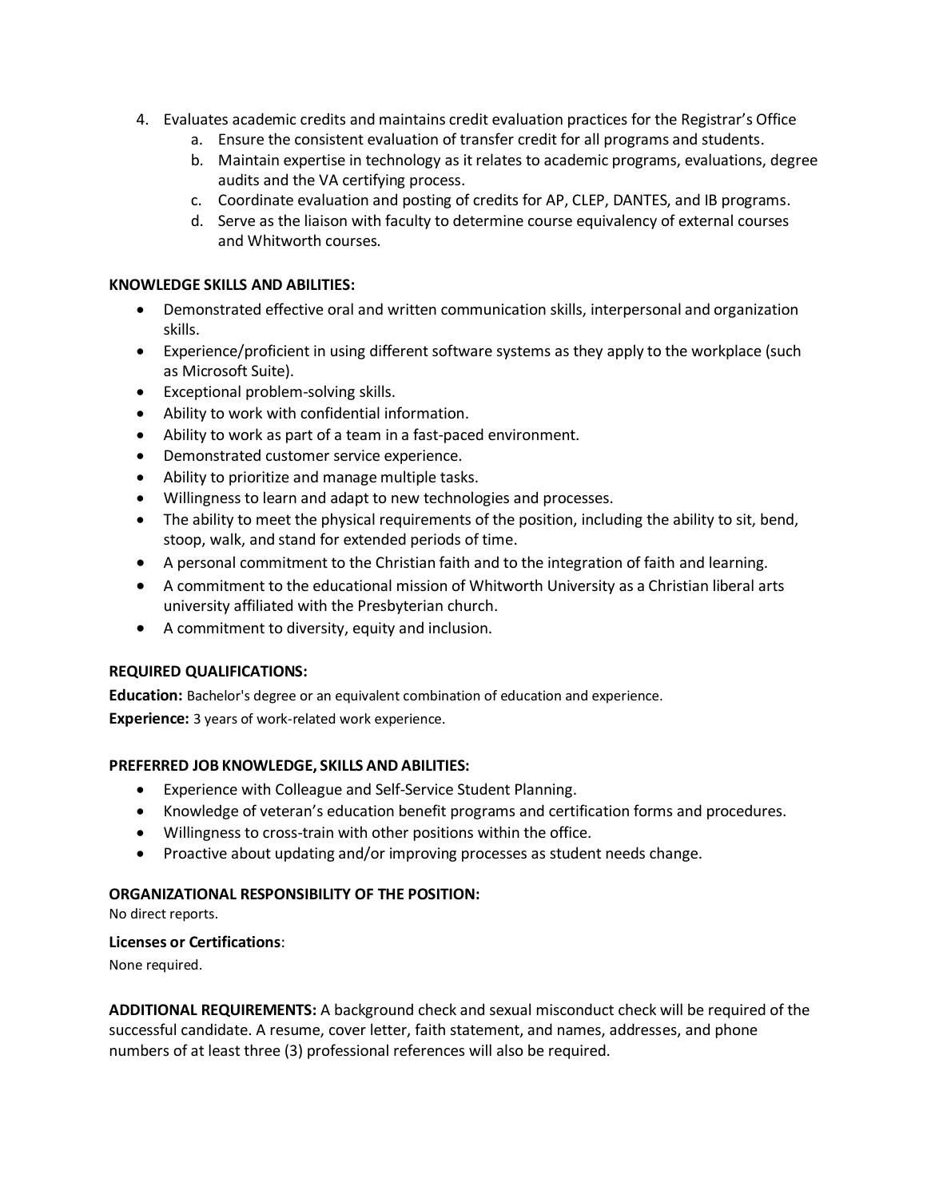4. Evaluates academic credits and maintains credit evaluation practices for the Registrar's Office
    a. Ensure the consistent evaluation of transfer credit for all programs and students.
    b. Maintain expertise in technology as it relates to academic programs, evaluations, degree audits and the VA certifying process.
    c. Coordinate evaluation and posting of credits for AP, CLEP, DANTES, and IB programs.
    d. Serve as the liaison with faculty to determine course equivalency of external courses and Whitworth courses.

**KNOWLEDGE SKILLS AND ABILITIES:**

- Demonstrated effective oral and written communication skills, interpersonal and organization skills.
- Experience/proficient in using different software systems as they apply to the workplace (such as Microsoft Suite).
- Exceptional problem-solving skills.
- Ability to work with confidential information.
- Ability to work as part of a team in a fast-paced environment.
- Demonstrated customer service experience.
- Ability to prioritize and manage multiple tasks.
- Willingness to learn and adapt to new technologies and processes.
- The ability to meet the physical requirements of the position, including the ability to sit, bend, stoop, walk, and stand for extended periods of time.
- A personal commitment to the Christian faith and to the integration of faith and learning.
- A commitment to the educational mission of Whitworth University as a Christian liberal arts university affiliated with the Presbyterian church.
- A commitment to diversity, equity and inclusion.

**REQUIRED QUALIFICATIONS:**

**Education:** Bachelor's degree or an equivalent combination of education and experience.

**Experience:** 3 years of work-related work experience.

**PREFERRED JOB KNOWLEDGE, SKILLS AND ABILITIES:**

- Experience with Colleague and Self-Service Student Planning.
- Knowledge of veteran's education benefit programs and certification forms and procedures.
- Willingness to cross-train with other positions within the office.
- Proactive about updating and/or improving processes as student needs change.

**ORGANIZATIONAL RESPONSIBILITY OF THE POSITION:**

No direct reports.

**Licenses or Certifications**:

None required.

**ADDITIONAL REQUIREMENTS:** A background check and sexual misconduct check will be required of the successful candidate. A resume, cover letter, faith statement, and names, addresses, and phone numbers of at least three (3) professional references will also be required.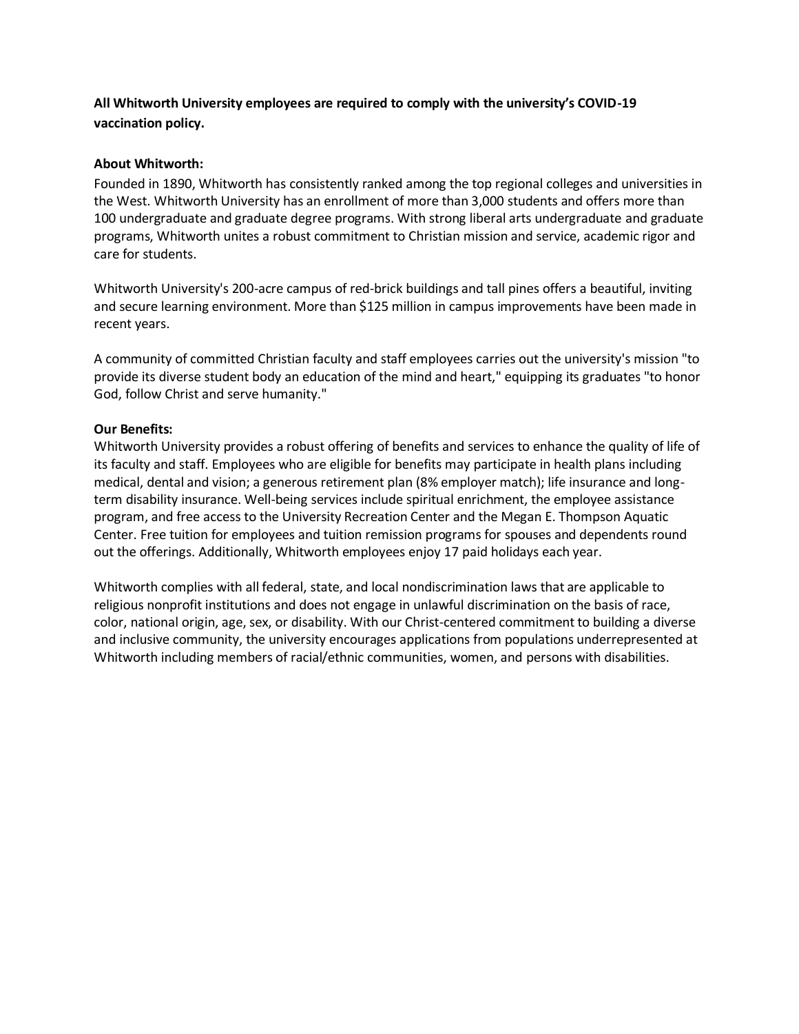**All Whitworth University employees are required to comply with the university's COVID-19 vaccination policy.**

**About Whitworth:**
Founded in 1890, Whitworth has consistently ranked among the top regional colleges and universities in the West. Whitworth University has an enrollment of more than 3,000 students and offers more than 100 undergraduate and graduate degree programs. With strong liberal arts undergraduate and graduate programs, Whitworth unites a robust commitment to Christian mission and service, academic rigor and care for students.

Whitworth University's 200-acre campus of red-brick buildings and tall pines offers a beautiful, inviting and secure learning environment. More than $125 million in campus improvements have been made in recent years.

A community of committed Christian faculty and staff employees carries out the university's mission "to provide its diverse student body an education of the mind and heart," equipping its graduates "to honor God, follow Christ and serve humanity."

**Our Benefits:**
Whitworth University provides a robust offering of benefits and services to enhance the quality of life of its faculty and staff. Employees who are eligible for benefits may participate in health plans including medical, dental and vision; a generous retirement plan (8% employer match); life insurance and long-term disability insurance. Well-being services include spiritual enrichment, the employee assistance program, and free access to the University Recreation Center and the Megan E. Thompson Aquatic Center. Free tuition for employees and tuition remission programs for spouses and dependents round out the offerings. Additionally, Whitworth employees enjoy 17 paid holidays each year.

Whitworth complies with all federal, state, and local nondiscrimination laws that are applicable to religious nonprofit institutions and does not engage in unlawful discrimination on the basis of race, color, national origin, age, sex, or disability. With our Christ-centered commitment to building a diverse and inclusive community, the university encourages applications from populations underrepresented at Whitworth including members of racial/ethnic communities, women, and persons with disabilities.